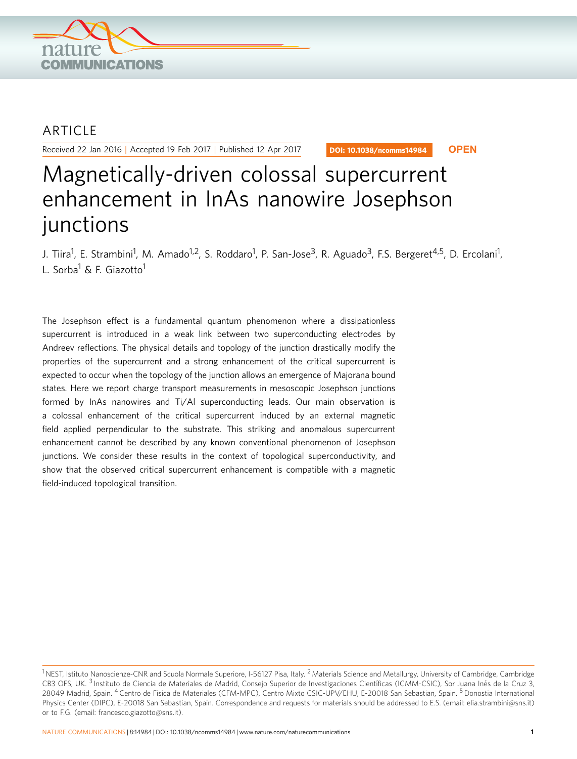ARTICLE

Received 22 Jan 2016 | Accepted 19 Feb 2017 | Published 12 Apr 2017

DOI: 10.1038/ncomms14984 **OPEN**

# Magnetically-driven colossal supercurrent enhancement in InAs nanowire Josephson junctions

J. Tiira[1], E. Strambini[1], M. Amado[1,2], S. Roddaro[1], P. San-Jose[3], R. Aguado[3], F.S. Bergeret[4,5], D. Ercolani[1], L. Sorba[1] & F. Giazotto[1]

The Josephson effect is a fundamental quantum phenomenon where a dissipationless supercurrent is introduced in a weak link between two superconducting electrodes by Andreev reflections. The physical details and topology of the junction drastically modify the properties of the supercurrent and a strong enhancement of the critical supercurrent is expected to occur when the topology of the junction allows an emergence of Majorana bound states. Here we report charge transport measurements in mesoscopic Josephson junctions formed by InAs nanowires and Ti/Al superconducting leads. Our main observation is a colossal enhancement of the critical supercurrent induced by an external magnetic field applied perpendicular to the substrate. This striking and anomalous supercurrent enhancement cannot be described by any known conventional phenomenon of Josephson junctions. We consider these results in the context of topological superconductivity, and show that the observed critical supercurrent enhancement is compatible with a magnetic field-induced topological transition.

[1] NEST, Istituto Nanoscienze-CNR and Scuola Normale Superiore, I-56127 Pisa, Italy. [2] Materials Science and Metallurgy, University of Cambridge, Cambridge CB3 OFS, UK. [3] Instituto de Ciencia de Materiales de Madrid, Consejo Superior de Investigaciones Científicas (ICMM-CSIC), Sor Juana Inés de la Cruz 3, 28049 Madrid, Spain. [4] Centro de Fisica de Materiales (CFM-MPC), Centro Mixto CSIC-UPV/EHU, E-20018 San Sebastian, Spain. [5] Donostia International Physics Center (DIPC), E-20018 San Sebastian, Spain. Correspondence and requests for materials should be addressed to E.S. (email: elia.strambini@sns.it) or to F.G. (email: francesco.giazotto@sns.it).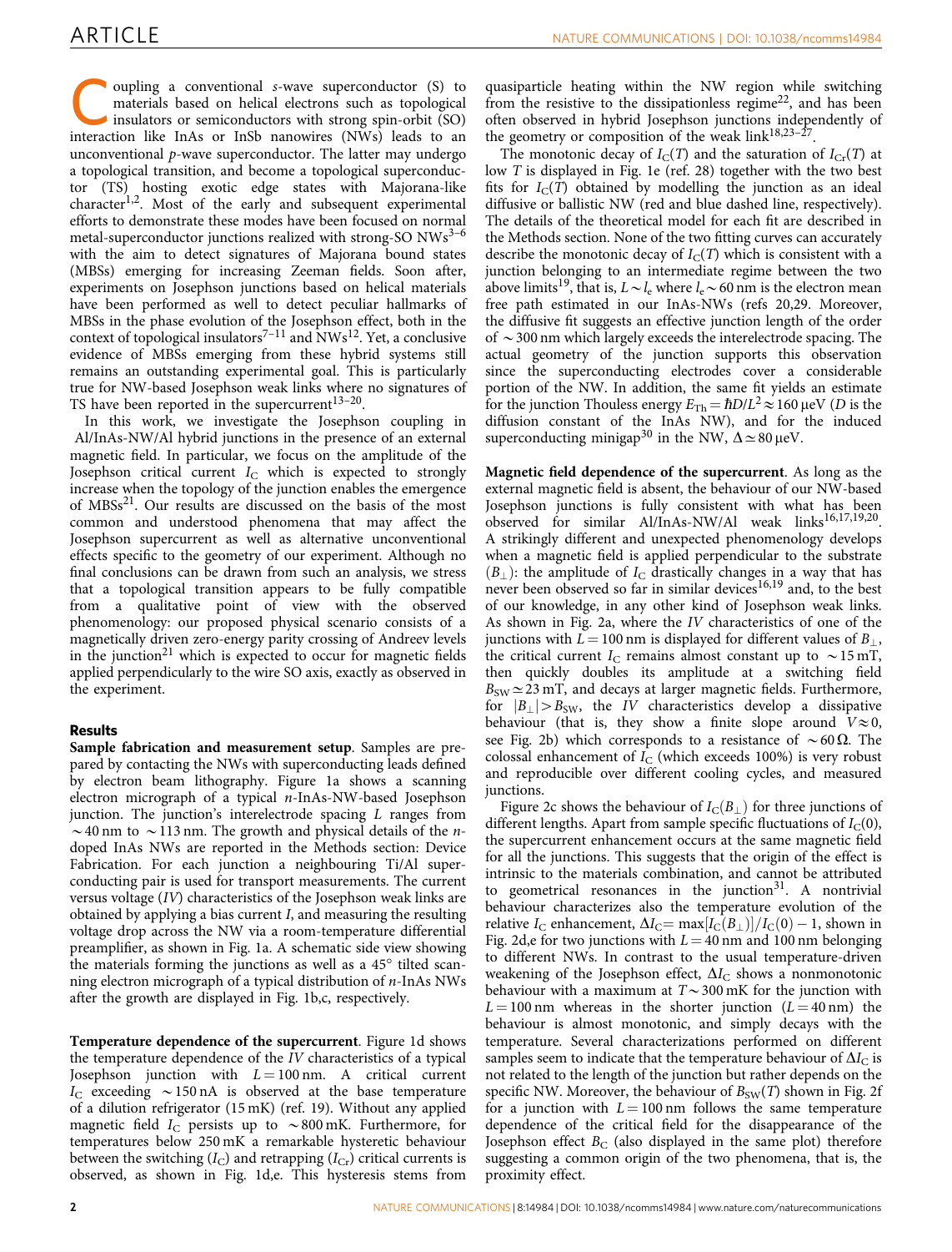Coupling a conventional *s*-wave superconductor (S) to materials based on helical electrons such as topological insulators or semiconductors with strong spin-orbit (SO) interaction like InAs or InSb nanowires (NWs) leads to an unconventional *p*-wave superconductor. The latter may undergo a topological transition, and become a topological superconductor (TS) hosting exotic edge states with Majorana-like character[1,2]. Most of the early and subsequent experimental efforts to demonstrate these modes have been focused on normal metal-superconductor junctions realized with strong-SO NWs[3–6] with the aim to detect signatures of Majorana bound states (MBSs) emerging for increasing Zeeman fields. Soon after, experiments on Josephson junctions based on helical materials have been performed as well to detect peculiar hallmarks of MBSs in the phase evolution of the Josephson effect, both in the context of topological insulators[7–11] and NWs[12]. Yet, a conclusive evidence of MBSs emerging from these hybrid systems still remains an outstanding experimental goal. This is particularly true for NW-based Josephson weak links where no signatures of TS have been reported in the supercurrent[13–20].

In this work, we investigate the Josephson coupling in Al/InAs-NW/Al hybrid junctions in the presence of an external magnetic field. In particular, we focus on the amplitude of the Josephson critical current $I_C$ which is expected to strongly increase when the topology of the junction enables the emergence of MBSs[21]. Our results are discussed on the basis of the most common and understood phenomena that may affect the Josephson supercurrent as well as alternative unconventional effects specific to the geometry of our experiment. Although no final conclusions can be drawn from such an analysis, we stress that a topological transition appears to be fully compatible from a qualitative point of view with the observed phenomenology: our proposed physical scenario consists of a magnetically driven zero-energy parity crossing of Andreev levels in the junction[21] which is expected to occur for magnetic fields applied perpendicularly to the wire SO axis, exactly as observed in the experiment.

## Results

**Sample fabrication and measurement setup**. Samples are prepared by contacting the NWs with superconducting leads defined by electron beam lithography. Figure 1a shows a scanning electron micrograph of a typical *n*-InAs-NW-based Josephson junction. The junction's interelectrode spacing $L$ ranges from $\sim$40 nm to $\sim$113 nm. The growth and physical details of the *n*-doped InAs NWs are reported in the Methods section: Device Fabrication. For each junction a neighbouring Ti/Al superconducting pair is used for transport measurements. The current versus voltage (*IV*) characteristics of the Josephson weak links are obtained by applying a bias current $I$, and measuring the resulting voltage drop across the NW via a room-temperature differential preamplifier, as shown in Fig. 1a. A schematic side view showing the materials forming the junctions as well as a 45° tilted scanning electron micrograph of a typical distribution of *n*-InAs NWs after the growth are displayed in Fig. 1b,c, respectively.

**Temperature dependence of the supercurrent**. Figure 1d shows the temperature dependence of the *IV* characteristics of a typical Josephson junction with $L = 100$ nm. A critical current $I_C$ exceeding $\sim$150 nA is observed at the base temperature of a dilution refrigerator (15 mK) (ref. 19). Without any applied magnetic field $I_C$ persists up to $\sim$800 mK. Furthermore, for temperatures below 250 mK a remarkable hysteretic behaviour between the switching ($I_C$) and retrapping ($I_{Cr}$) critical currents is observed, as shown in Fig. 1d,e. This hysteresis stems from quasiparticle heating within the NW region while switching from the resistive to the dissipationless regime[22], and has been often observed in hybrid Josephson junctions independently of the geometry or composition of the weak link[18,23–27].

The monotonic decay of $I_C(T)$ and the saturation of $I_{Cr}(T)$ at low $T$ is displayed in Fig. 1e (ref. 28) together with the two best fits for $I_C(T)$ obtained by modelling the junction as an ideal diffusive or ballistic NW (red and blue dashed line, respectively). The details of the theoretical model for each fit are described in the Methods section. None of the two fitting curves can accurately describe the monotonic decay of $I_C(T)$ which is consistent with a junction belonging to an intermediate regime between the two above limits[19], that is, $L \sim l_e$ where $l_e \sim 60$ nm is the electron mean free path estimated in our InAs-NWs (refs 20,29. Moreover, the diffusive fit suggests an effective junction length of the order of $\sim$300 nm which largely exceeds the interelectrode spacing. The actual geometry of the junction supports this observation since the superconducting electrodes cover a considerable portion of the NW. In addition, the same fit yields an estimate for the junction Thouless energy $E_{Th} = \hbar D/L^2 \approx 160\,\mu$eV ($D$ is the diffusion constant of the InAs NW), and for the induced superconducting minigap[30] in the NW, $\Delta \simeq 80\,\mu$eV.

**Magnetic field dependence of the supercurrent**. As long as the external magnetic field is absent, the behaviour of our NW-based Josephson junctions is fully consistent with what has been observed for similar Al/InAs-NW/Al weak links[16,17,19,20]. A strikingly different and unexpected phenomenology develops when a magnetic field is applied perpendicular to the substrate ($B_\perp$): the amplitude of $I_C$ drastically changes in a way that has never been observed so far in similar devices[16,19] and, to the best of our knowledge, in any other kind of Josephson weak links. As shown in Fig. 2a, where the *IV* characteristics of one of the junctions with $L = 100$ nm is displayed for different values of $B_\perp$, the critical current $I_C$ remains almost constant up to $\sim$15 mT, then quickly doubles its amplitude at a switching field $B_{SW} \simeq 23$ mT, and decays at larger magnetic fields. Furthermore, for $|B_\perp| > B_{SW}$, the *IV* characteristics develop a dissipative behaviour (that is, they show a finite slope around $V \approx 0$, see Fig. 2b) which corresponds to a resistance of $\sim 60\,\Omega$. The colossal enhancement of $I_C$ (which exceeds 100%) is very robust and reproducible over different cooling cycles, and measured junctions.

Figure 2c shows the behaviour of $I_C(B_\perp)$ for three junctions of different lengths. Apart from sample specific fluctuations of $I_C(0)$, the supercurrent enhancement occurs at the same magnetic field for all the junctions. This suggests that the origin of the effect is intrinsic to the materials combination, and cannot be attributed to geometrical resonances in the junction[31]. A nontrivial behaviour characterizes also the temperature evolution of the relative $I_C$ enhancement, $\Delta I_C = \max[I_C(B_\perp)]/I_C(0) - 1$, shown in Fig. 2d,e for two junctions with $L = 40$ nm and 100 nm belonging to different NWs. In contrast to the usual temperature-driven weakening of the Josephson effect, $\Delta I_C$ shows a nonmonotonic behaviour with a maximum at $T \sim 300$ mK for the junction with $L = 100$ nm whereas in the shorter junction ($L = 40$ nm) the behaviour is almost monotonic, and simply decays with the temperature. Several characterizations performed on different samples seem to indicate that the temperature behaviour of $\Delta I_C$ is not related to the length of the junction but rather depends on the specific NW. Moreover, the behaviour of $B_{SW}(T)$ shown in Fig. 2f for a junction with $L = 100$ nm follows the same temperature dependence of the critical field for the disappearance of the Josephson effect $B_C$ (also displayed in the same plot) therefore suggesting a common origin of the two phenomena, that is, the proximity effect.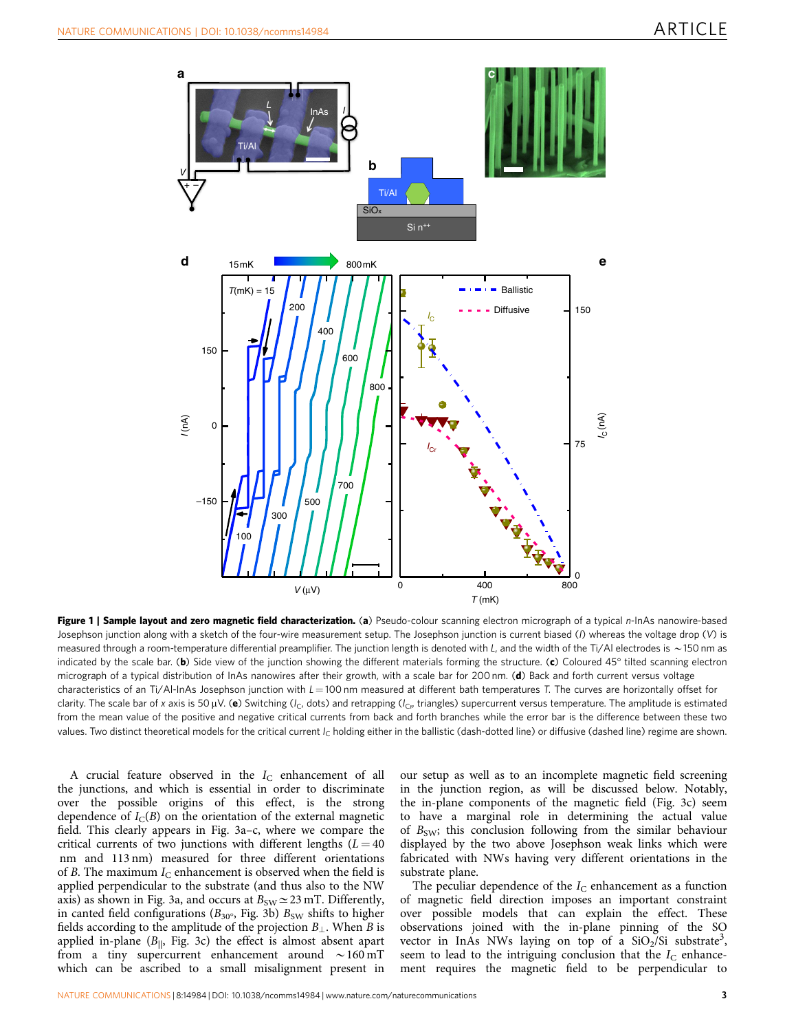**Figure 1 | Sample layout and zero magnetic field characterization.** (**a**) Pseudo-colour scanning electron micrograph of a typical *n*-InAs nanowire-based Josephson junction along with a sketch of the four-wire measurement setup. The Josephson junction is current biased ($I$) whereas the voltage drop ($V$) is measured through a room-temperature differential preamplifier. The junction length is denoted with $L$, and the width of the Ti/Al electrodes is $\sim$150 nm as indicated by the scale bar. (**b**) Side view of the junction showing the different materials forming the structure. (**c**) Coloured 45° tilted scanning electron micrograph of a typical distribution of InAs nanowires after their growth, with a scale bar for 200 nm. (**d**) Back and forth current versus voltage characteristics of an Ti/Al-InAs Josephson junction with $L = 100$ nm measured at different bath temperatures $T$. The curves are horizontally offset for clarity. The scale bar of $x$ axis is 50 μV. (**e**) Switching ($I_C$, dots) and retrapping ($I_{Cr}$, triangles) supercurrent versus temperature. The amplitude is estimated from the mean value of the positive and negative critical currents from back and forth branches while the error bar is the difference between these two values. Two distinct theoretical models for the critical current $I_C$ holding either in the ballistic (dash-dotted line) or diffusive (dashed line) regime are shown.

A crucial feature observed in the $I_C$ enhancement of all the junctions, and which is essential in order to discriminate over the possible origins of this effect, is the strong dependence of $I_C(B)$ on the orientation of the external magnetic field. This clearly appears in Fig. 3a–c, where we compare the critical currents of two junctions with different lengths ($L = 40$ nm and 113 nm) measured for three different orientations of $B$. The maximum $I_C$ enhancement is observed when the field is applied perpendicular to the substrate (and thus also to the NW axis) as shown in Fig. 3a, and occurs at $B_{SW} \simeq 23$ mT. Differently, in canted field configurations ($B_{30°}$, Fig. 3b) $B_{SW}$ shifts to higher fields according to the amplitude of the projection $B_{\perp}$. When $B$ is applied in-plane ($B_{\|}$, Fig. 3c) the effect is almost absent apart from a tiny supercurrent enhancement around $\sim$160 mT which can be ascribed to a small misalignment present in our setup as well as to an incomplete magnetic field screening in the junction region, as will be discussed below. Notably, the in-plane components of the magnetic field (Fig. 3c) seem to have a marginal role in determining the actual value of $B_{SW}$; this conclusion following from the similar behaviour displayed by the two above Josephson weak links which were fabricated with NWs having very different orientations in the substrate plane.

The peculiar dependence of the $I_C$ enhancement as a function of magnetic field direction imposes an important constraint over possible models that can explain the effect. These observations joined with the in-plane pinning of the SO vector in InAs NWs laying on top of a $SiO_2$/Si substrate[3], seem to lead to the intriguing conclusion that the $I_C$ enhancement requires the magnetic field to be perpendicular to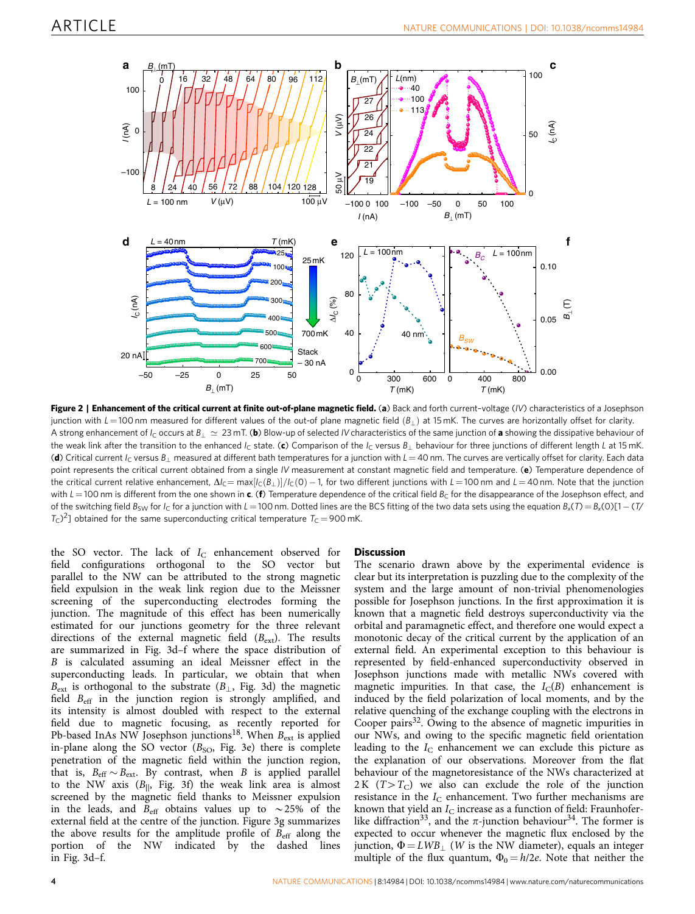**Figure 2 | Enhancement of the critical current at finite out-of-plane magnetic field.** (**a**) Back and forth current–voltage ($IV$) characteristics of a Josephson junction with $L=100$ nm measured for different values of the out of plane magnetic field ($B_\perp$) at 15 mK. The curves are horizontally offset for clarity. A strong enhancement of $I_C$ occurs at $B_\perp \simeq 23$ mT. (**b**) Blow-up of selected $IV$ characteristics of the same junction of **a** showing the dissipative behaviour of the weak link after the transition to the enhanced $I_C$ state. (**c**) Comparison of the $I_C$ versus $B_\perp$ behaviour for three junctions of different length $L$ at 15 mK. (**d**) Critical current $I_C$ versus $B_\perp$ measured at different bath temperatures for a junction with $L=40$ nm. The curves are vertically offset for clarity. Each data point represents the critical current obtained from a single $IV$ measurement at constant magnetic field and temperature. (**e**) Temperature dependence of the critical current relative enhancement, $\Delta I_C = \max[I_C(B_\perp)]/I_C(0)-1$, for two different junctions with $L=100$ nm and $L=40$ nm. Note that the junction with $L=100$ nm is different from the one shown in **c**. (**f**) Temperature dependence of the critical field $B_C$ for the disappearance of the Josephson effect, and of the switching field $B_{SW}$ for $I_C$ for a junction with $L=100$ nm. Dotted lines are the BCS fitting of the two data sets using the equation $B_x(T)=B_x(0)[1-(T/T_C)^2]$ obtained for the same superconducting critical temperature $T_C=900$ mK.

the SO vector. The lack of $I_C$ enhancement observed for field configurations orthogonal to the SO vector but parallel to the NW can be attributed to the strong magnetic field expulsion in the weak link region due to the Meissner screening of the superconducting electrodes forming the junction. The magnitude of this effect has been numerically estimated for our junctions geometry for the three relevant directions of the external magnetic field ($B_{ext}$). The results are summarized in Fig. 3d–f where the space distribution of $B$ is calculated assuming an ideal Meissner effect in the superconducting leads. In particular, we obtain that when $B_{ext}$ is orthogonal to the substrate ($B_\perp$, Fig. 3d) the magnetic field $B_{eff}$ in the junction region is strongly amplified, and its intensity is almost doubled with respect to the external field due to magnetic focusing, as recently reported for Pb-based InAs NW Josephson junctions[18]. When $B_{ext}$ is applied in-plane along the SO vector ($B_{SO}$, Fig. 3e) there is complete penetration of the magnetic field within the junction region, that is, $B_{eff} \sim B_{ext}$. By contrast, when $B$ is applied parallel to the NW axis ($B_{||}$, Fig. 3f) the weak link area is almost screened by the magnetic field thanks to Meissner expulsion in the leads, and $B_{eff}$ obtains values up to $\sim 25\%$ of the external field at the centre of the junction. Figure 3g summarizes the above results for the amplitude profile of $B_{eff}$ along the portion of the NW indicated by the dashed lines in Fig. 3d–f.

## Discussion

The scenario drawn above by the experimental evidence is clear but its interpretation is puzzling due to the complexity of the system and the large amount of non-trivial phenomenologies possible for Josephson junctions. In the first approximation it is known that a magnetic field destroys superconductivity via the orbital and paramagnetic effect, and therefore one would expect a monotonic decay of the critical current by the application of an external field. An experimental exception to this behaviour is represented by field-enhanced superconductivity observed in Josephson junctions made with metallic NWs covered with magnetic impurities. In that case, the $I_C(B)$ enhancement is induced by the field polarization of local moments, and by the relative quenching of the exchange coupling with the electrons in Cooper pairs[32]. Owing to the absence of magnetic impurities in our NWs, and owing to the specific magnetic field orientation leading to the $I_C$ enhancement we can exclude this picture as the explanation of our observations. Moreover from the flat behaviour of the magnetoresistance of the NWs characterized at 2 K ($T > T_C$) we also can exclude the role of the junction resistance in the $I_C$ enhancement. Two further mechanisms are known that yield an $I_C$ increase as a function of field: Fraunhofer-like diffraction[33], and the $\pi$-junction behaviour[34]. The former is expected to occur whenever the magnetic flux enclosed by the junction, $\Phi = LWB_\perp$ ($W$ is the NW diameter), equals an integer multiple of the flux quantum, $\Phi_0 = h/2e$. Note that neither the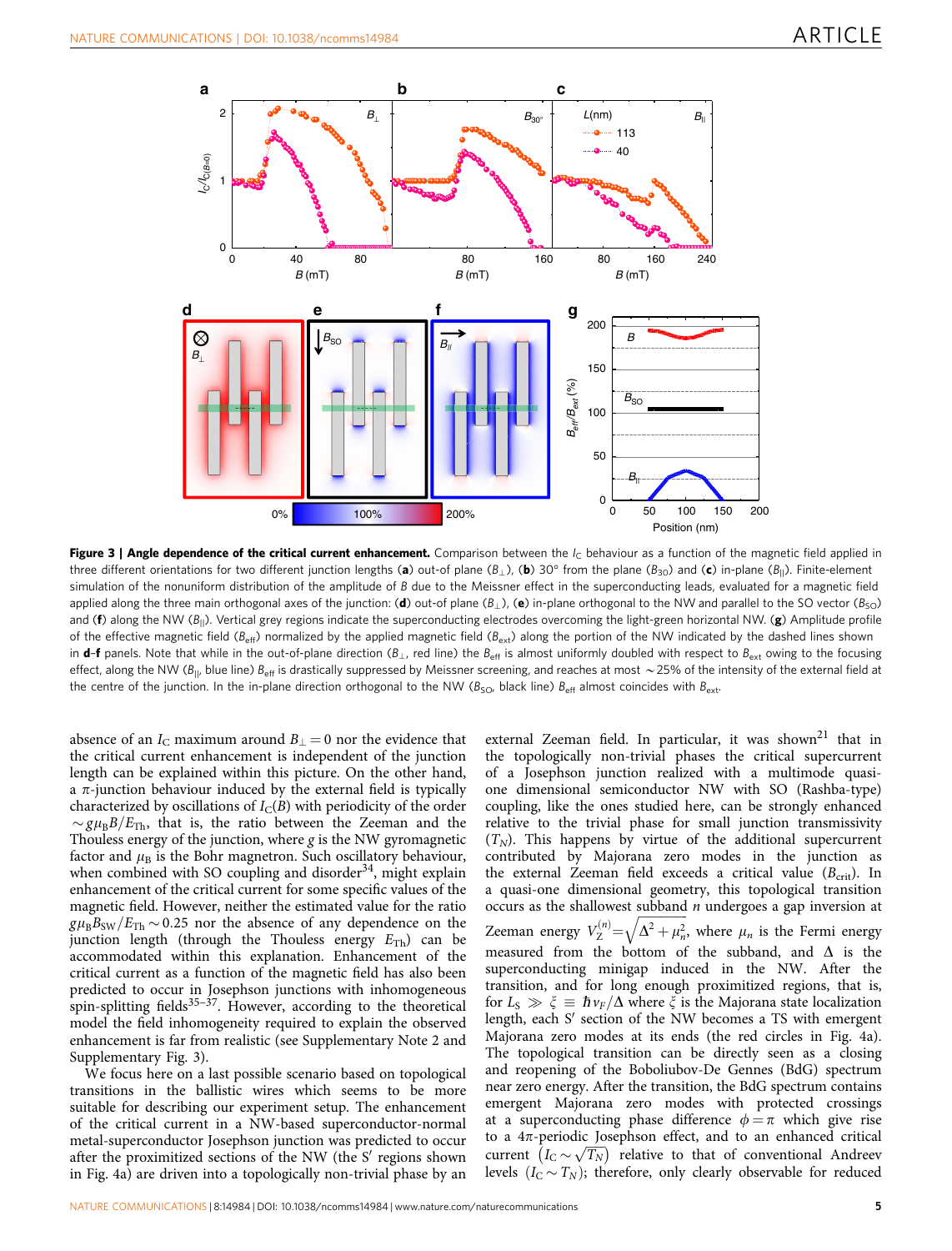**Figure 3 | Angle dependence of the critical current enhancement.** Comparison between the $I_C$ behaviour as a function of the magnetic field applied in three different orientations for two different junction lengths (**a**) out-of plane ($B_\perp$), (**b**) 30° from the plane ($B_{30}$) and (**c**) in-plane ($B_{||}$). Finite-element simulation of the nonuniform distribution of the amplitude of $B$ due to the Meissner effect in the superconducting leads, evaluated for a magnetic field applied along the three main orthogonal axes of the junction: (**d**) out-of plane ($B_\perp$), (**e**) in-plane orthogonal to the NW and parallel to the SO vector ($B_{SO}$) and (**f**) along the NW ($B_{||}$). Vertical grey regions indicate the superconducting electrodes overcoming the light-green horizontal NW. (**g**) Amplitude profile of the effective magnetic field ($B_{eff}$) normalized by the applied magnetic field ($B_{ext}$) along the portion of the NW indicated by the dashed lines shown in **d**-**f** panels. Note that while in the out-of-plane direction ($B_\perp$, red line) the $B_{eff}$ is almost uniformly doubled with respect to $B_{ext}$ owing to the focusing effect, along the NW ($B_{||}$, blue line) $B_{eff}$ is drastically suppressed by Meissner screening, and reaches at most ~25% of the intensity of the external field at the centre of the junction. In the in-plane direction orthogonal to the NW ($B_{SO}$, black line) $B_{eff}$ almost coincides with $B_{ext}$.

absence of an $I_C$ maximum around $B_\perp = 0$ nor the evidence that the critical current enhancement is independent of the junction length can be explained within this picture. On the other hand, a $\pi$-junction behaviour induced by the external field is typically characterized by oscillations of $I_C(B)$ with periodicity of the order $\sim g\mu_B B/E_{Th}$, that is, the ratio between the Zeeman and the Thouless energy of the junction, where $g$ is the NW gyromagnetic factor and $\mu_B$ is the Bohr magnetron. Such oscillatory behaviour, when combined with SO coupling and disorder[34], might explain enhancement of the critical current for some specific values of the magnetic field. However, neither the estimated value for the ratio $g\mu_B B_{SW}/E_{Th} \sim 0.25$ nor the absence of any dependence on the junction length (through the Thouless energy $E_{Th}$) can be accommodated within this explanation. Enhancement of the critical current as a function of the magnetic field has also been predicted to occur in Josephson junctions with inhomogeneous spin-splitting fields[35–37]. However, according to the theoretical model the field inhomogeneity required to explain the observed enhancement is far from realistic (see Supplementary Note 2 and Supplementary Fig. 3).

We focus here on a last possible scenario based on topological transitions in the ballistic wires which seems to be more suitable for describing our experiment setup. The enhancement of the critical current in a NW-based superconductor-normal metal-superconductor Josephson junction was predicted to occur after the proximitized sections of the NW (the S′ regions shown in Fig. 4a) are driven into a topologically non-trivial phase by an external Zeeman field. In particular, it was shown[21] that in the topologically non-trivial phases the critical supercurrent of a Josephson junction realized with a multimode quasi-one dimensional semiconductor NW with SO (Rashba-type) coupling, like the ones studied here, can be strongly enhanced relative to the trivial phase for small junction transmissivity ($T_N$). This happens by virtue of the additional supercurrent contributed by Majorana zero modes in the junction as the external Zeeman field exceeds a critical value ($B_{crit}$). In a quasi-one dimensional geometry, this topological transition occurs as the shallowest subband $n$ undergoes a gap inversion at Zeeman energy $V_Z^{(n)} = \sqrt{\Delta^2 + \mu_n^2}$, where $\mu_n$ is the Fermi energy measured from the bottom of the subband, and $\Delta$ is the superconducting minigap induced in the NW. After the transition, and for long enough proximitized regions, that is, for $L_S \gg \xi \equiv \hbar v_F/\Delta$ where $\xi$ is the Majorana state localization length, each S′ section of the NW becomes a TS with emergent Majorana zero modes at its ends (the red circles in Fig. 4a). The topological transition can be directly seen as a closing and reopening of the Boboliubov-De Gennes (BdG) spectrum near zero energy. After the transition, the BdG spectrum contains emergent Majorana zero modes with protected crossings at a superconducting phase difference $\phi = \pi$ which give rise to a $4\pi$-periodic Josephson effect, and to an enhanced critical current $\left(I_C \sim \sqrt{T_N}\right)$ relative to that of conventional Andreev levels ($I_C \sim T_N$); therefore, only clearly observable for reduced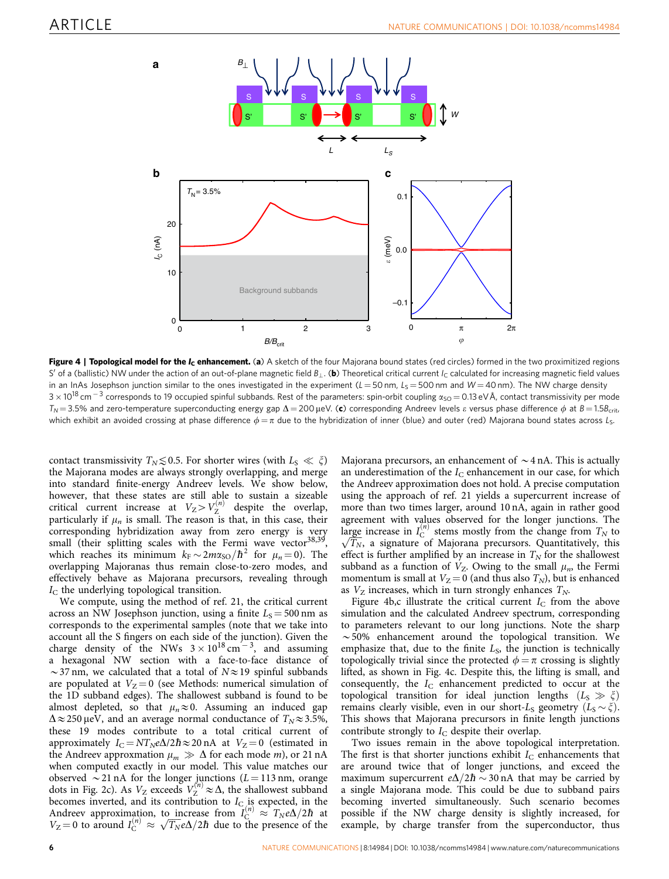**Figure 4 | Topological model for the $I_C$ enhancement.** (**a**) A sketch of the four Majorana bound states (red circles) formed in the two proximitized regions S′ of a (ballistic) NW under the action of an out-of-plane magnetic field $B_\perp$. (**b**) Theoretical critical current $I_C$ calculated for increasing magnetic field values in an InAs Josephson junction similar to the ones investigated in the experiment ($L=50$ nm, $L_S=500$ nm and $W=40$ nm). The NW charge density $3\times10^{18}$ cm$^{-3}$ corresponds to 19 occupied spinful subbands. Rest of the parameters: spin-orbit coupling $\alpha_{SO}=0.13$ eV Å, contact transmissivity per mode $T_N=3.5\%$ and zero-temperature superconducting energy gap $\Delta=200$ µeV. (**c**) corresponding Andreev levels $\varepsilon$ versus phase difference $\phi$ at $B=1.5B_{crit}$, which exhibit an avoided crossing at phase difference $\phi=\pi$ due to the hybridization of inner (blue) and outer (red) Majorana bound states across $L_S$.

contact transmissivity $T_N \lesssim 0.5$. For shorter wires (with $L_S \ll \xi$) the Majorana modes are always strongly overlapping, and merge into standard finite-energy Andreev levels. We show below, however, that these states are still able to sustain a sizeable critical current increase at $V_Z > V_Z^{(n)}$ despite the overlap, particularly if $\mu_n$ is small. The reason is that, in this case, their corresponding hybridization away from zero energy is very small (their splitting scales with the Fermi wave vector[38,39], which reaches its minimum $k_F \sim 2m\alpha_{SO}/\hbar^2$ for $\mu_n = 0$). The overlapping Majoranas thus remain close-to-zero modes, and effectively behave as Majorana precursors, revealing through $I_C$ the underlying topological transition.

We compute, using the method of ref. 21, the critical current across an NW Josephson junction, using a finite $L_S = 500$ nm as corresponds to the experimental samples (note that we take into account all the S fingers on each side of the junction). Given the charge density of the NWs $3\times10^{18}$ cm$^{-3}$, and assuming a hexagonal NW section with a face-to-face distance of $\sim37$ nm, we calculated that a total of $N\approx19$ spinful subbands are populated at $V_Z=0$ (see Methods: numerical simulation of the 1D subband edges). The shallowest subband is found to be almost depleted, so that $\mu_n \approx 0$. Assuming an induced gap $\Delta \approx 250$ µeV, and an average normal conductance of $T_N \approx 3.5\%$, these 19 modes contribute to a total critical current of approximately $I_C = NT_N e\Delta/2\hbar \approx 20$ nA at $V_Z=0$ (estimated in the Andreev approxmation $\mu_m \gg \Delta$ for each mode $m$), or 21 nA when computed exactly in our model. This value matches our observed $\sim21$ nA for the longer junctions ($L=113$ nm, orange dots in Fig. 2c). As $V_Z$ exceeds $V_Z^{(n)} \approx \Delta$, the shallowest subband becomes inverted, and its contribution to $I_C$ is expected, in the Andreev approximation, to increase from $I_C^{(n)} \approx T_N e\Delta/2\hbar$ at $V_Z=0$ to around $I_C^{(n)} \approx \sqrt{T_N} e\Delta/2\hbar$ due to the presence of the Majorana precursors, an enhancement of $\sim4$ nA. This is actually an underestimation of the $I_C$ enhancement in our case, for which the Andreev approximation does not hold. A precise computation using the approach of ref. 21 yields a supercurrent increase of more than two times larger, around 10 nA, again in rather good agreement with values observed for the longer junctions. The large increase in $I_C^{(n)}$ stems mostly from the change from $T_N$ to $\sqrt{T_N}$, a signature of Majorana precursors. Quantitatively, this effect is further amplified by an increase in $T_N$ for the shallowest subband as a function of $V_Z$. Owing to the small $\mu_n$, the Fermi momentum is small at $V_Z=0$ (and thus also $T_N$), but is enhanced as $V_Z$ increases, which in turn strongly enhances $T_N$.

Figure 4b,c illustrate the critical current $I_C$ from the above simulation and the calculated Andreev spectrum, corresponding to parameters relevant to our long junctions. Note the sharp $\sim50\%$ enhancement around the topological transition. We emphasize that, due to the finite $L_S$, the junction is technically topologically trivial since the protected $\phi=\pi$ crossing is slightly lifted, as shown in Fig. 4c. Despite this, the lifting is small, and consequently, the $I_C$ enhancement predicted to occur at the topological transition for ideal junction lengths ($L_S \gg \xi$) remains clearly visible, even in our short-$L_S$ geometry ($L_S \sim \xi$). This shows that Majorana precursors in finite length junctions contribute strongly to $I_C$ despite their overlap.

Two issues remain in the above topological interpretation. The first is that shorter junctions exhibit $I_C$ enhancements that are around twice that of longer junctions, and exceed the maximum supercurrent $e\Delta/2\hbar \sim 30$ nA that may be carried by a single Majorana mode. This could be due to subband pairs becoming inverted simultaneously. Such scenario becomes possible if the NW charge density is slightly increased, for example, by charge transfer from the superconductor, thus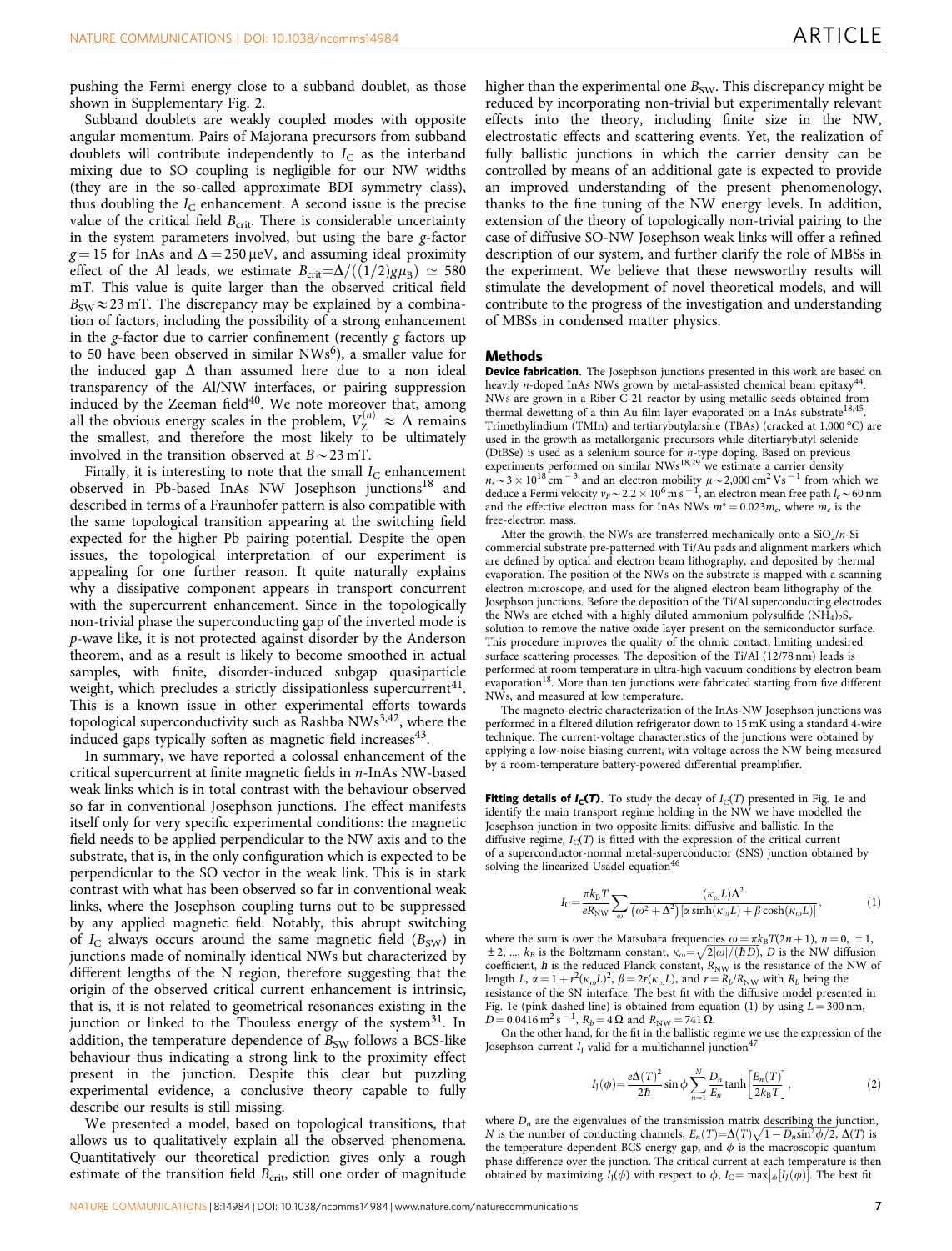pushing the Fermi energy close to a subband doublet, as those shown in Supplementary Fig. 2.

Subband doublets are weakly coupled modes with opposite angular momentum. Pairs of Majorana precursors from subband doublets will contribute independently to $I_C$ as the interband mixing due to SO coupling is negligible for our NW widths (they are in the so-called approximate BDI symmetry class), thus doubling the $I_C$ enhancement. A second issue is the precise value of the critical field $B_{crit}$. There is considerable uncertainty in the system parameters involved, but using the bare $g$-factor $g = 15$ for InAs and $\Delta = 250\,\mu$eV, and assuming ideal proximity effect of the Al leads, we estimate $B_{crit} = \Delta/((1/2)g\mu_B) \simeq 580$ mT. This value is quite larger than the observed critical field $B_{SW} \approx 23$ mT. The discrepancy may be explained by a combination of factors, including the possibility of a strong enhancement in the $g$-factor due to carrier confinement (recently $g$ factors up to 50 have been observed in similar NWs[6]), a smaller value for the induced gap $\Delta$ than assumed here due to a non ideal transparency of the Al/NW interfaces, or pairing suppression induced by the Zeeman field[40]. We note moreover that, among all the obvious energy scales in the problem, $V_Z^{(n)} \approx \Delta$ remains the smallest, and therefore the most likely to be ultimately involved in the transition observed at $B \sim 23$ mT.

Finally, it is interesting to note that the small $I_C$ enhancement observed in Pb-based InAs NW Josephson junctions[18] and described in terms of a Fraunhofer pattern is also compatible with the same topological transition appearing at the switching field expected for the higher Pb pairing potential. Despite the open issues, the topological interpretation of our experiment is appealing for one further reason. It quite naturally explains why a dissipative component appears in transport concurrent with the supercurrent enhancement. Since in the topologically non-trivial phase the superconducting gap of the inverted mode is $p$-wave like, it is not protected against disorder by the Anderson theorem, and as a result is likely to become smoothed in actual samples, with finite, disorder-induced subgap quasiparticle weight, which precludes a strictly dissipationless supercurrent[41]. This is a known issue in other experimental efforts towards topological superconductivity such as Rashba NWs[3,42], where the induced gaps typically soften as magnetic field increases[43].

In summary, we have reported a colossal enhancement of the critical supercurrent at finite magnetic fields in $n$-InAs NW-based weak links which is in total contrast with the behaviour observed so far in conventional Josephson junctions. The effect manifests itself only for very specific experimental conditions: the magnetic field needs to be applied perpendicular to the NW axis and to the substrate, that is, in the only configuration which is expected to be perpendicular to the SO vector in the weak link. This is in stark contrast with what has been observed so far in conventional weak links, where the Josephson coupling turns out to be suppressed by any applied magnetic field. Notably, this abrupt switching of $I_C$ always occurs around the same magnetic field ($B_{SW}$) in junctions made of nominally identical NWs but characterized by different lengths of the N region, therefore suggesting that the origin of the observed critical current enhancement is intrinsic, that is, it is not related to geometrical resonances existing in the junction or linked to the Thouless energy of the system[31]. In addition, the temperature dependence of $B_{SW}$ follows a BCS-like behaviour thus indicating a strong link to the proximity effect present in the junction. Despite this clear but puzzling experimental evidence, a conclusive theory capable to fully describe our results is still missing.

We presented a model, based on topological transitions, that allows us to qualitatively explain all the observed phenomena. Quantitatively our theoretical prediction gives only a rough estimate of the transition field $B_{crit}$, still one order of magnitude higher than the experimental one $B_{SW}$. This discrepancy might be reduced by incorporating non-trivial but experimentally relevant effects into the theory, including finite size in the NW, electrostatic effects and scattering events. Yet, the realization of fully ballistic junctions in which the carrier density can be controlled by means of an additional gate is expected to provide an improved understanding of the present phenomenology, thanks to the fine tuning of the NW energy levels. In addition, extension of the theory of topologically non-trivial pairing to the case of diffusive SO-NW Josephson weak links will offer a refined description of our system, and further clarify the role of MBSs in the experiment. We believe that these newsworthy results will stimulate the development of novel theoretical models, and will contribute to the progress of the investigation and understanding of MBSs in condensed matter physics.

## Methods

**Device fabrication.** The Josephson junctions presented in this work are based on heavily $n$-doped InAs NWs grown by metal-assisted chemical beam epitaxy[44]. NWs are grown in a Riber C-21 reactor by using metallic seeds obtained from thermal dewetting of a thin Au film layer evaporated on a InAs substrate[18,45]. Trimethylindium (TMIn) and tertiarybutylarsine (TBAs) (cracked at 1,000 °C) are used in the growth as metallorganic precursors while ditertiarybutyl selenide (DtBSe) is used as a selenium source for $n$-type doping. Based on previous experiments performed on similar NWs[18,29] we estimate a carrier density $n_s \sim 3 \times 10^{18}\,\mathrm{cm}^{-3}$ and an electron mobility $\mu \sim 2{,}000\,\mathrm{cm}^2\,\mathrm{V}^{-1}\,\mathrm{s}^{-1}$ from which we deduce a Fermi velocity $v_F \sim 2.2 \times 10^6\,\mathrm{m\,s}^{-1}$, an electron mean free path $l_e \sim 60$ nm and the effective electron mass for InAs NWs $m^* = 0.023 m_e$, where $m_e$ is the free-electron mass.

After the growth, the NWs are transferred mechanically onto a $SiO_2$/$n$-Si commercial substrate pre-patterned with Ti/Au pads and alignment markers which are defined by optical and electron beam lithography, and deposited by thermal evaporation. The position of the NWs on the substrate is mapped with a scanning electron microscope, and used for the aligned electron beam lithography of the Josephson junctions. Before the deposition of the Ti/Al superconducting electrodes the NWs are etched with a highly diluted ammonium polysulfide $(NH_4)_2S_x$ solution to remove the native oxide layer present on the semiconductor surface. This procedure improves the quality of the ohmic contact, limiting undesired surface scattering processes. The deposition of the Ti/Al (12/78 nm) leads is performed at room temperature in ultra-high vacuum conditions by electron beam evaporation[18]. More than ten junctions were fabricated starting from five different NWs, and measured at low temperature.

The magneto-electric characterization of the InAs-NW Josephson junctions was performed in a filtered dilution refrigerator down to 15 mK using a standard 4-wire technique. The current-voltage characteristics of the junctions were obtained by applying a low-noise biasing current, with voltage across the NW being measured by a room-temperature battery-powered differential preamplifier.

**Fitting details of $I_C(T)$.** To study the decay of $I_C(T)$ presented in Fig. 1e and identify the main transport regime holding in the NW we have modelled the Josephson junction in two opposite limits: diffusive and ballistic. In the diffusive regime, $I_C(T)$ is fitted with the expression of the critical current of a superconductor-normal metal-superconductor (SNS) junction obtained by solving the linearized Usadel equation[46]

$$I_C = \frac{\pi k_B T}{e R_{NW}} \sum_{\omega} \frac{(\kappa_\omega L)\Delta^2}{(\omega^2 + \Delta^2)\left[\alpha \sinh(\kappa_\omega L) + \beta \cosh(\kappa_\omega L)\right]}, \tag{1}$$

where the sum is over the Matsubara frequencies $\omega = \pi k_B T(2n+1)$, $n = 0, \pm 1, \pm 2, \ldots$, $k_B$ is the Boltzmann constant, $\kappa_\omega = \sqrt{2|\omega|/(\hbar D)}$, $D$ is the NW diffusion coefficient, $\hbar$ is the reduced Planck constant, $R_{NW}$ is the resistance of the NW of length $L$, $\alpha = 1 + r^2(\kappa_\omega L)^2$, $\beta = 2r(\kappa_\omega L)$, and $r = R_b/R_{NW}$ with $R_b$ being the resistance of the SN interface. The best fit with the diffusive model presented in Fig. 1e (pink dashed line) is obtained from equation (1) by using $L = 300$ nm, $D = 0.0416\,\mathrm{m}^2\,\mathrm{s}^{-1}$, $R_b = 4\,\Omega$ and $R_{NW} = 741\,\Omega$.

On the other hand, for the fit in the ballistic regime we use the expression of the Josephson current $I_J$ valid for a multichannel junction[47]

$$I_J(\phi) = \frac{e\Delta(T)^2}{2\hbar} \sin\phi \sum_{n=1}^{N} \frac{D_n}{E_n} \tanh\left[\frac{E_n(T)}{2k_B T}\right], \tag{2}$$

where $D_n$ are the eigenvalues of the transmission matrix describing the junction, $N$ is the number of conducting channels, $E_n(T) = \Delta(T)\sqrt{1 - D_n \sin^2\phi/2}$, $\Delta(T)$ is the temperature-dependent BCS energy gap, and $\phi$ is the macroscopic quantum phase difference over the junction. The critical current at each temperature is then obtained by maximizing $I_J(\phi)$ with respect to $\phi$, $I_C = \max_\phi [I_J(\phi)]$. The best fit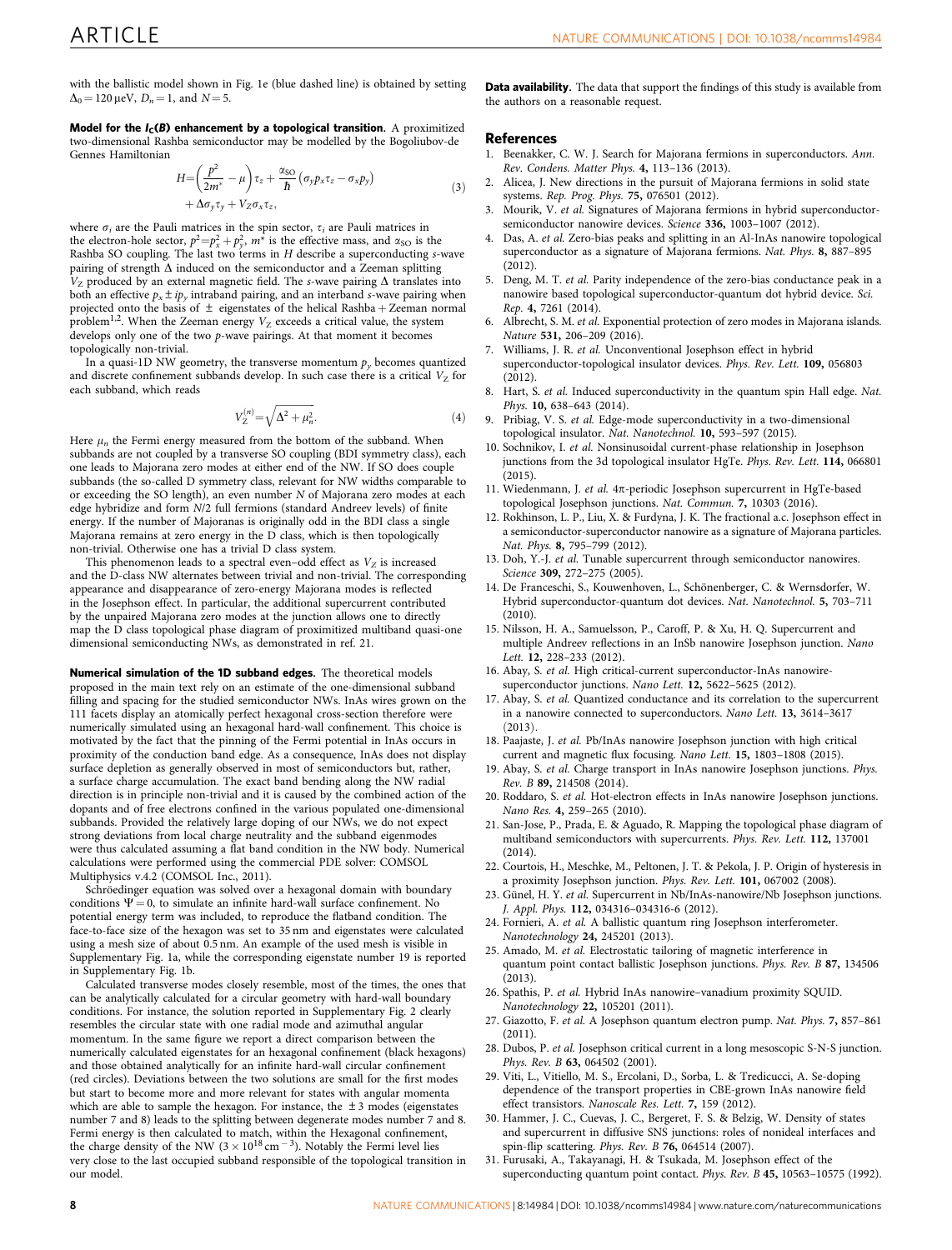with the ballistic model shown in Fig. 1e (blue dashed line) is obtained by setting $\Delta_0 = 120\,\mu$eV, $D_n = 1$, and $N = 5$.

**Model for the $I_C(B)$ enhancement by a topological transition.** A proximitized two-dimensional Rashba semiconductor may be modelled by the Bogoliubov-de Gennes Hamiltonian

$$H = \left(\frac{p^2}{2m^*} - \mu\right)\tau_z + \frac{\alpha_{SO}}{\hbar}\left(\sigma_y p_x \tau_z - \sigma_x p_y\right) + \Delta\sigma_y\tau_y + V_Z\sigma_x\tau_z, \tag{3}$$

where $\sigma_i$ are the Pauli matrices in the spin sector, $\tau_i$ are Pauli matrices in the electron-hole sector, $p^2 = p_x^2 + p_y^2$, $m^*$ is the effective mass, and $\alpha_{SO}$ is the Rashba SO coupling. The last two terms in $H$ describe a superconducting $s$-wave pairing of strength $\Delta$ induced on the semiconductor and a Zeeman splitting $V_Z$ produced by an external magnetic field. The $s$-wave pairing $\Delta$ translates into both an effective $p_x \pm ip_y$ intraband pairing, and an interband $s$-wave pairing when projected onto the basis of $\pm$ eigenstates of the helical Rashba + Zeeman normal problem[1,2]. When the Zeeman energy $V_Z$ exceeds a critical value, the system develops only one of the two $p$-wave pairings. At that moment it becomes topologically non-trivial.

In a quasi-1D NW geometry, the transverse momentum $p_y$ becomes quantized and discrete confinement subbands develop. In such case there is a critical $V_Z$ for each subband, which reads

$$V_Z^{(n)} = \sqrt{\Delta^2 + \mu_n^2}. \tag{4}$$

Here $\mu_n$ the Fermi energy measured from the bottom of the subband. When subbands are not coupled by a transverse SO coupling (BDI symmetry class), each one leads to Majorana zero modes at either end of the NW. If SO does couple subbands (the so-called D symmetry class, relevant for NW widths comparable to or exceeding the SO length), an even number $N$ of Majorana zero modes at each edge hybridize and form $N/2$ full fermions (standard Andreev levels) of finite energy. If the number of Majoranas is originally odd in the BDI class a single Majorana remains at zero energy in the D class, which is then topologically non-trivial. Otherwise one has a trivial D class system.

This phenomenon leads to a spectral even–odd effect as $V_Z$ is increased and the D-class NW alternates between trivial and non-trivial. The corresponding appearance and disappearance of zero-energy Majorana modes is reflected in the Josephson effect. In particular, the additional supercurrent contributed by the unpaired Majorana zero modes at the junction allows one to directly map the D class topological phase diagram of proximitized multiband quasi-one dimensional semiconducting NWs, as demonstrated in ref. 21.

**Numerical simulation of the 1D subband edges.** The theoretical models proposed in the main text rely on an estimate of the one-dimensional subband filling and spacing for the studied semiconductor NWs. InAs wires grown on the 111 facets display an atomically perfect hexagonal cross-section therefore were numerically simulated using an hexagonal hard-wall confinement. This choice is motivated by the fact that the pinning of the Fermi potential in InAs occurs in proximity of the conduction band edge. As a consequence, InAs does not display surface depletion as generally observed in most of semiconductors but, rather, a surface charge accumulation. The exact band bending along the NW radial direction is in principle non-trivial and it is caused by the combined action of the dopants and of free electrons confined in the various populated one-dimensional subbands. Provided the relatively large doping of our NWs, we do not expect strong deviations from local charge neutrality and the subband eigenmodes were thus calculated assuming a flat band condition in the NW body. Numerical calculations were performed using the commercial PDE solver: COMSOL Multiphysics v.4.2 (COMSOL Inc., 2011).

Schrödinger equation was solved over a hexagonal domain with boundary conditions $\Psi = 0$, to simulate an infinite hard-wall surface confinement. No potential energy term was included, to reproduce the flatband condition. The face-to-face size of the hexagon was set to 35 nm and eigenstates were calculated using a mesh size of about 0.5 nm. An example of the used mesh is visible in Supplementary Fig. 1a, while the corresponding eigenstate number 19 is reported in Supplementary Fig. 1b.

Calculated transverse modes closely resemble, most of the times, the ones that can be analytically calculated for a circular geometry with hard-wall boundary conditions. For instance, the solution reported in Supplementary Fig. 2 clearly resembles the circular state with one radial mode and azimuthal angular momentum. In the same figure we report a direct comparison between the numerically calculated eigenstates for an hexagonal confinement (black hexagons) and those obtained analytically for an infinite hard-wall circular confinement (red circles). Deviations between the two solutions are small for the first modes but start to become more and more relevant for states with angular momenta which are able to sample the hexagon. For instance, the $\pm 3$ modes (eigenstates number 7 and 8) leads to the splitting between degenerate modes number 7 and 8. Fermi energy is then calculated to match, within the Hexagonal confinement, the charge density of the NW ($3 \times 10^{18}\,\text{cm}^{-3}$). Notably the Fermi level lies very close to the last occupied subband responsible of the topological transition in our model.

**Data availability.** The data that support the findings of this study is available from the authors on a reasonable request.

## References

1. Beenakker, C. W. J. Search for Majorana fermions in superconductors. *Ann. Rev. Condens. Matter Phys.* **4**, 113–136 (2013).
2. Alicea, J. New directions in the pursuit of Majorana fermions in solid state systems. *Rep. Prog. Phys.* **75**, 076501 (2012).
3. Mourik, V. *et al.* Signatures of Majorana fermions in hybrid superconductor-semiconductor nanowire devices. *Science* **336**, 1003–1007 (2012).
4. Das, A. *et al.* Zero-bias peaks and splitting in an Al-InAs nanowire topological superconductor as a signature of Majorana fermions. *Nat. Phys.* **8**, 887–895 (2012).
5. Deng, M. T. *et al.* Parity independence of the zero-bias conductance peak in a nanowire based topological superconductor-quantum dot hybrid device. *Sci. Rep.* **4**, 7261 (2014).
6. Albrecht, S. M. *et al.* Exponential protection of zero modes in Majorana islands. *Nature* **531**, 206–209 (2016).
7. Williams, J. R. *et al.* Unconventional Josephson effect in hybrid superconductor-topological insulator devices. *Phys. Rev. Lett.* **109**, 056803 (2012).
8. Hart, S. *et al.* Induced superconductivity in the quantum spin Hall edge. *Nat. Phys.* **10**, 638–643 (2014).
9. Pribiag, V. S. *et al.* Edge-mode superconductivity in a two-dimensional topological insulator. *Nat. Nanotechnol.* **10**, 593–597 (2015).
10. Sochnikov, I. *et al.* Nonsinusoidal current-phase relationship in Josephson junctions from the 3d topological insulator HgTe. *Phys. Rev. Lett.* **114**, 066801 (2015).
11. Wiedenmann, J. *et al.* 4π-periodic Josephson supercurrent in HgTe-based topological Josephson junctions. *Nat. Commun.* **7**, 10303 (2016).
12. Rokhinson, L. P., Liu, X. & Furdyna, J. K. The fractional a.c. Josephson effect in a semiconductor-superconductor nanowire as a signature of Majorana particles. *Nat. Phys.* **8**, 795–799 (2012).
13. Doh, Y.-J. *et al.* Tunable supercurrent through semiconductor nanowires. *Science* **309**, 272–275 (2005).
14. De Franceschi, S., Kouwenhoven, L., Schönenberger, C. & Wernsdorfer, W. Hybrid superconductor-quantum dot devices. *Nat. Nanotechnol.* **5**, 703–711 (2010).
15. Nilsson, H. A., Samuelsson, P., Caroff, P. & Xu, H. Q. Supercurrent and multiple Andreev reflections in an InSb nanowire Josephson junction. *Nano Lett.* **12**, 228–233 (2012).
16. Abay, S. *et al.* High critical-current superconductor-InAs nanowire-superconductor junctions. *Nano Lett.* **12**, 5622–5625 (2012).
17. Abay, S. *et al.* Quantized conductance and its correlation to the supercurrent in a nanowire connected to superconductors. *Nano Lett.* **13**, 3614–3617 (2013).
18. Paajaste, J. *et al.* Pb/InAs nanowire Josephson junction with high critical current and magnetic flux focusing. *Nano Lett.* **15**, 1803–1808 (2015).
19. Abay, S. *et al.* Charge transport in InAs nanowire Josephson junctions. *Phys. Rev. B* **89**, 214508 (2014).
20. Roddaro, S. *et al.* Hot-electron effects in InAs nanowire Josephson junctions. *Nano Res.* **4**, 259–265 (2010).
21. San-Jose, P., Prada, E. & Aguado, R. Mapping the topological phase diagram of multiband semiconductors with supercurrents. *Phys. Rev. Lett.* **112**, 137001 (2014).
22. Courtois, H., Meschke, M., Peltonen, J. T. & Pekola, J. P. Origin of hysteresis in a proximity Josephson junction. *Phys. Rev. Lett.* **101**, 067002 (2008).
23. Günel, H. Y. *et al.* Supercurrent in Nb/InAs-nanowire/Nb Josephson junctions. *J. Appl. Phys.* **112**, 034316–034316-6 (2012).
24. Fornieri, A. *et al.* A ballistic quantum ring Josephson interferometer. *Nanotechnology* **24**, 245201 (2013).
25. Amado, M. *et al.* Electrostatic tailoring of magnetic interference in quantum point contact ballistic Josephson junctions. *Phys. Rev. B* **87**, 134506 (2013).
26. Spathis, P. *et al.* Hybrid InAs nanowire–vanadium proximity SQUID. *Nanotechnology* **22**, 105201 (2011).
27. Giazotto, F. *et al.* A Josephson quantum electron pump. *Nat. Phys.* **7**, 857–861 (2011).
28. Dubos, P. *et al.* Josephson critical current in a long mesoscopic S-N-S junction. *Phys. Rev. B* **63**, 064502 (2001).
29. Viti, L., Vitiello, M. S., Ercolani, D., Sorba, L. & Tredicucci, A. Se-doping dependence of the transport properties in CBE-grown InAs nanowire field effect transistors. *Nanoscale Res. Lett.* **7**, 159 (2012).
30. Hammer, J. C., Cuevas, J. C., Bergeret, F. S. & Belzig, W. Density of states and supercurrent in diffusive SNS junctions: roles of nonideal interfaces and spin-flip scattering. *Phys. Rev. B* **76**, 064514 (2007).
31. Furusaki, A., Takayanagi, H. & Tsukada, M. Josephson effect of the superconducting quantum point contact. *Phys. Rev. B* **45**, 10563–10575 (1992).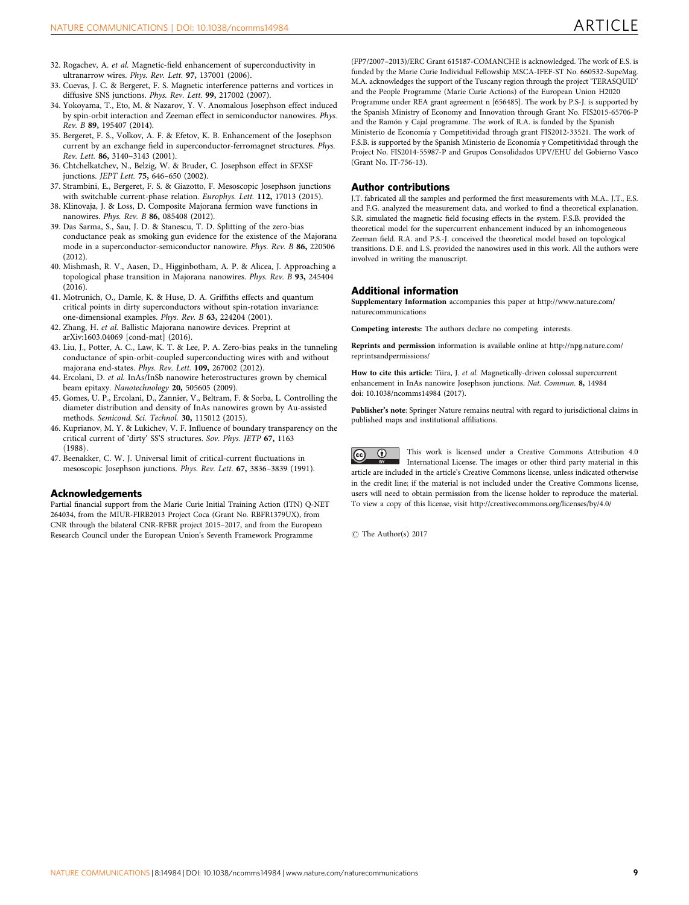32. Rogachev, A. *et al.* Magnetic-field enhancement of superconductivity in ultranarrow wires. *Phys. Rev. Lett.* **97,** 137001 (2006).
33. Cuevas, J. C. & Bergeret, F. S. Magnetic interference patterns and vortices in diffusive SNS junctions. *Phys. Rev. Lett.* **99,** 217002 (2007).
34. Yokoyama, T., Eto, M. & Nazarov, Y. V. Anomalous Josephson effect induced by spin-orbit interaction and Zeeman effect in semiconductor nanowires. *Phys. Rev. B* **89,** 195407 (2014).
35. Bergeret, F. S., Volkov, A. F. & Efetov, K. B. Enhancement of the Josephson current by an exchange field in superconductor-ferromagnet structures. *Phys. Rev. Lett.* **86,** 3140–3143 (2001).
36. Chtchelkatchev, N., Belzig, W. & Bruder, C. Josephson effect in SFXSF junctions. *JEPT Lett.* **75,** 646–650 (2002).
37. Strambini, E., Bergeret, F. S. & Giazotto, F. Mesoscopic Josephson junctions with switchable current-phase relation. *Europhys. Lett.* **112,** 17013 (2015).
38. Klinovaja, J. & Loss, D. Composite Majorana fermion wave functions in nanowires. *Phys. Rev. B* **86,** 085408 (2012).
39. Das Sarma, S., Sau, J. D. & Stanescu, T. D. Splitting of the zero-bias conductance peak as smoking gun evidence for the existence of the Majorana mode in a superconductor-semiconductor nanowire. *Phys. Rev. B* **86,** 220506 (2012).
40. Mishmash, R. V., Aasen, D., Higginbotham, A. P. & Alicea, J. Approaching a topological phase transition in Majorana nanowires. *Phys. Rev. B* **93,** 245404 (2016).
41. Motrunich, O., Damle, K. & Huse, D. A. Griffiths effects and quantum critical points in dirty superconductors without spin-rotation invariance: one-dimensional examples. *Phys. Rev. B* **63,** 224204 (2001).
42. Zhang, H. *et al.* Ballistic Majorana nanowire devices. Preprint at arXiv:1603.04069 [cond-mat] (2016).
43. Liu, J., Potter, A. C., Law, K. T. & Lee, P. A. Zero-bias peaks in the tunneling conductance of spin-orbit-coupled superconducting wires with and without majorana end-states. *Phys. Rev. Lett.* **109,** 267002 (2012).
44. Ercolani, D. *et al.* InAs/InSb nanowire heterostructures grown by chemical beam epitaxy. *Nanotechnology* **20,** 505605 (2009).
45. Gomes, U. P., Ercolani, D., Zannier, V., Beltram, F. & Sorba, L. Controlling the diameter distribution and density of InAs nanowires grown by Au-assisted methods. *Semicond. Sci. Technol.* **30,** 115012 (2015).
46. Kuprianov, M. Y. & Lukichev, V. F. Influence of boundary transparency on the critical current of 'dirty' SS'S structures. *Sov. Phys. JETP* **67,** 1163 (1988).
47. Beenakker, C. W. J. Universal limit of critical-current fluctuations in mesoscopic Josephson junctions. *Phys. Rev. Lett.* **67,** 3836–3839 (1991).

## Acknowledgements

Partial financial support from the Marie Curie Initial Training Action (ITN) Q-NET 264034, from the MIUR-FIRB2013 Project Coca (Grant No. RBFR1379UX), from CNR through the bilateral CNR-RFBR project 2015–2017, and from the European Research Council under the European Union's Seventh Framework Programme (FP7/2007–2013)/ERC Grant 615187-COMANCHE is acknowledged. The work of E.S. is funded by the Marie Curie Individual Fellowship MSCA-IFEF-ST No. 660532-SupeMag. M.A. acknowledges the support of the Tuscany region through the project 'TERASQUID' and the People Programme (Marie Curie Actions) of the European Union H2020 Programme under REA grant agreement n [656485]. The work by P.S-J. is supported by the Spanish Ministry of Economy and Innovation through Grant No. FIS2015-65706-P and the Ramón y Cajal programme. The work of R.A. is funded by the Spanish Ministerio de Economía y Competitividad through grant FIS2012-33521. The work of F.S.B. is supported by the Spanish Ministerio de Economía y Competitividad through the Project No. FIS2014-55987-P and Grupos Consolidados UPV/EHU del Gobierno Vasco (Grant No. IT-756-13).

## Author contributions

J.T. fabricated all the samples and performed the first measurements with M.A.. J.T., E.S. and F.G. analyzed the measurement data, and worked to find a theoretical explanation. S.R. simulated the magnetic field focusing effects in the system. F.S.B. provided the theoretical model for the supercurrent enhancement induced by an inhomogeneous Zeeman field. R.A. and P.S.-J. conceived the theoretical model based on topological transitions. D.E. and L.S. provided the nanowires used in this work. All the authors were involved in writing the manuscript.

## Additional information

**Supplementary Information** accompanies this paper at http://www.nature.com/naturecommunications

**Competing interests:** The authors declare no competing interests.

**Reprints and permission** information is available online at http://npg.nature.com/reprintsandpermissions/

**How to cite this article:** Tiira, J. *et al.* Magnetically-driven colossal supercurrent enhancement in InAs nanowire Josephson junctions. *Nat. Commun.* **8,** 14984 doi: 10.1038/ncomms14984 (2017).

**Publisher's note**: Springer Nature remains neutral with regard to jurisdictional claims in published maps and institutional affiliations.

This work is licensed under a Creative Commons Attribution 4.0 International License. The images or other third party material in this article are included in the article's Creative Commons license, unless indicated otherwise in the credit line; if the material is not included under the Creative Commons license, users will need to obtain permission from the license holder to reproduce the material. To view a copy of this license, visit http://creativecommons.org/licenses/by/4.0/

© The Author(s) 2017